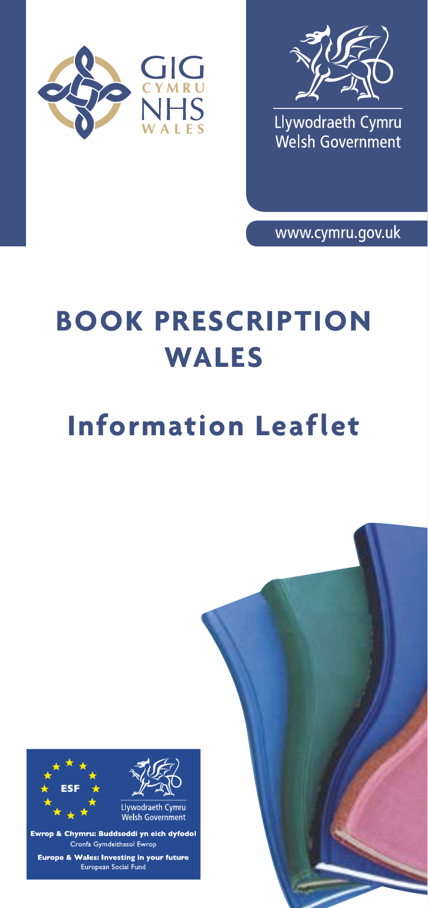GIG CYMRU NHS WALES

Llywodraeth Cymru
Welsh Government

www.cymru.gov.uk

# BOOK PRESCRIPTION WALES

# Information Leaflet

ESF

Llywodraeth Cymru
Welsh Government

**Ewrop & Chymru: Buddsoddi yn eich dyfodol**
Cronfa Gymdeithasol Ewrop

**Europe & Wales: Investing in your future**
European Social Fund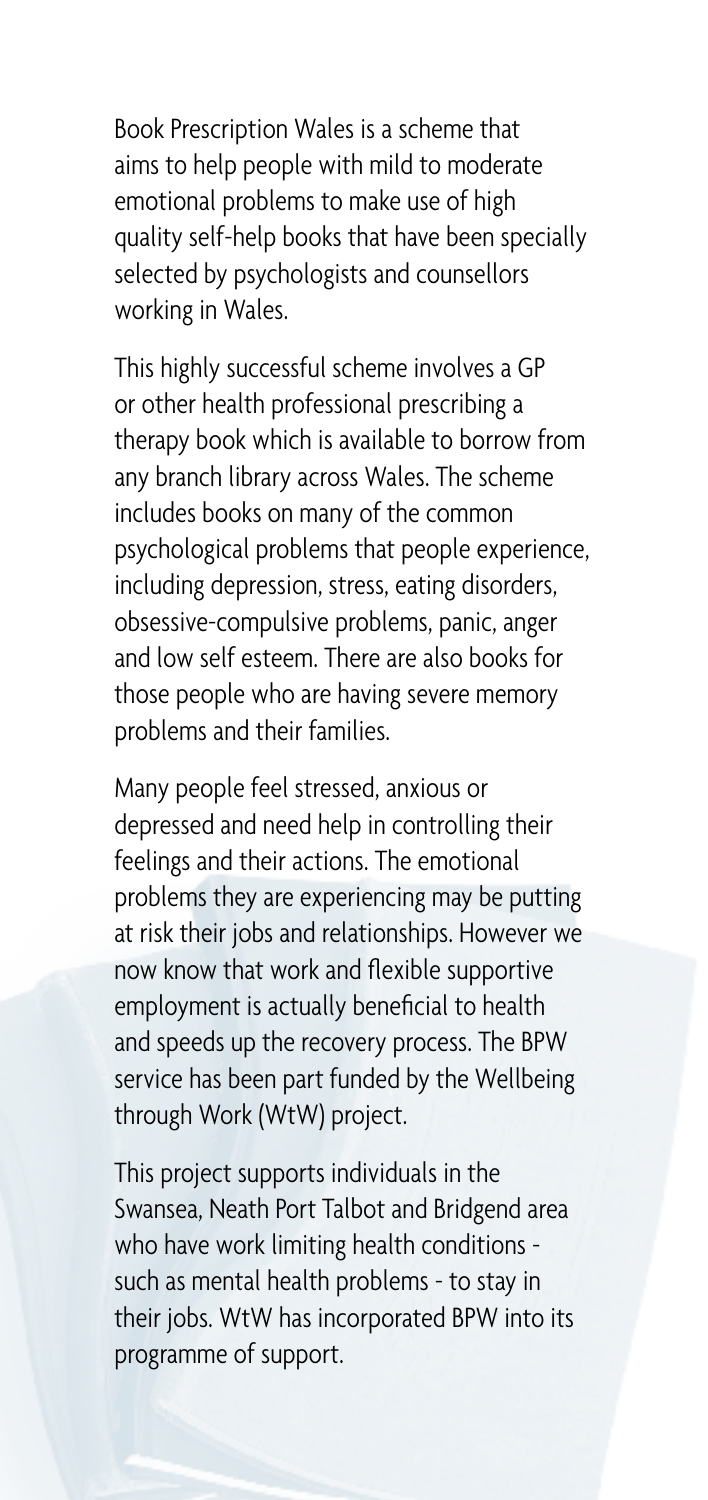Book Prescription Wales is a scheme that aims to help people with mild to moderate emotional problems to make use of high quality self-help books that have been specially selected by psychologists and counsellors working in Wales.

This highly successful scheme involves a GP or other health professional prescribing a therapy book which is available to borrow from any branch library across Wales. The scheme includes books on many of the common psychological problems that people experience, including depression, stress, eating disorders, obsessive-compulsive problems, panic, anger and low self esteem. There are also books for those people who are having severe memory problems and their families.

Many people feel stressed, anxious or depressed and need help in controlling their feelings and their actions. The emotional problems they are experiencing may be putting at risk their jobs and relationships. However we now know that work and flexible supportive employment is actually beneficial to health and speeds up the recovery process. The BPW service has been part funded by the Wellbeing through Work (WtW) project.

This project supports individuals in the Swansea, Neath Port Talbot and Bridgend area who have work limiting health conditions - such as mental health problems - to stay in their jobs. WtW has incorporated BPW into its programme of support.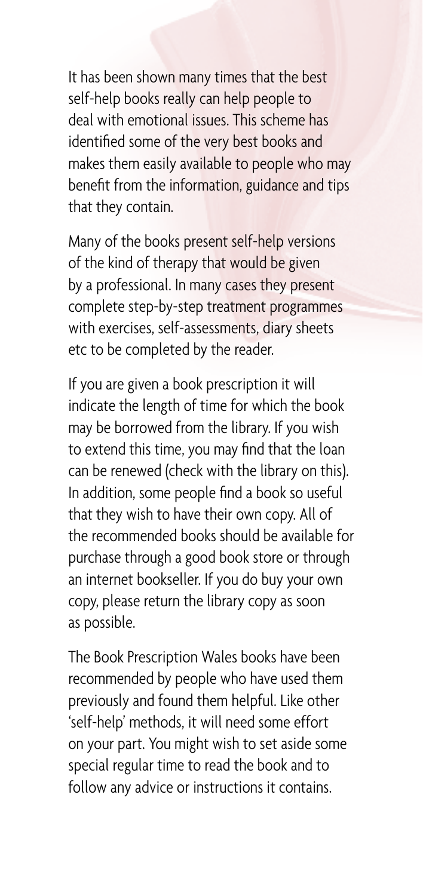It has been shown many times that the best self-help books really can help people to deal with emotional issues. This scheme has identified some of the very best books and makes them easily available to people who may benefit from the information, guidance and tips that they contain.

Many of the books present self-help versions of the kind of therapy that would be given by a professional. In many cases they present complete step-by-step treatment programmes with exercises, self-assessments, diary sheets etc to be completed by the reader.

If you are given a book prescription it will indicate the length of time for which the book may be borrowed from the library. If you wish to extend this time, you may find that the loan can be renewed (check with the library on this). In addition, some people find a book so useful that they wish to have their own copy. All of the recommended books should be available for purchase through a good book store or through an internet bookseller. If you do buy your own copy, please return the library copy as soon as possible.

The Book Prescription Wales books have been recommended by people who have used them previously and found them helpful. Like other 'self-help' methods, it will need some effort on your part. You might wish to set aside some special regular time to read the book and to follow any advice or instructions it contains.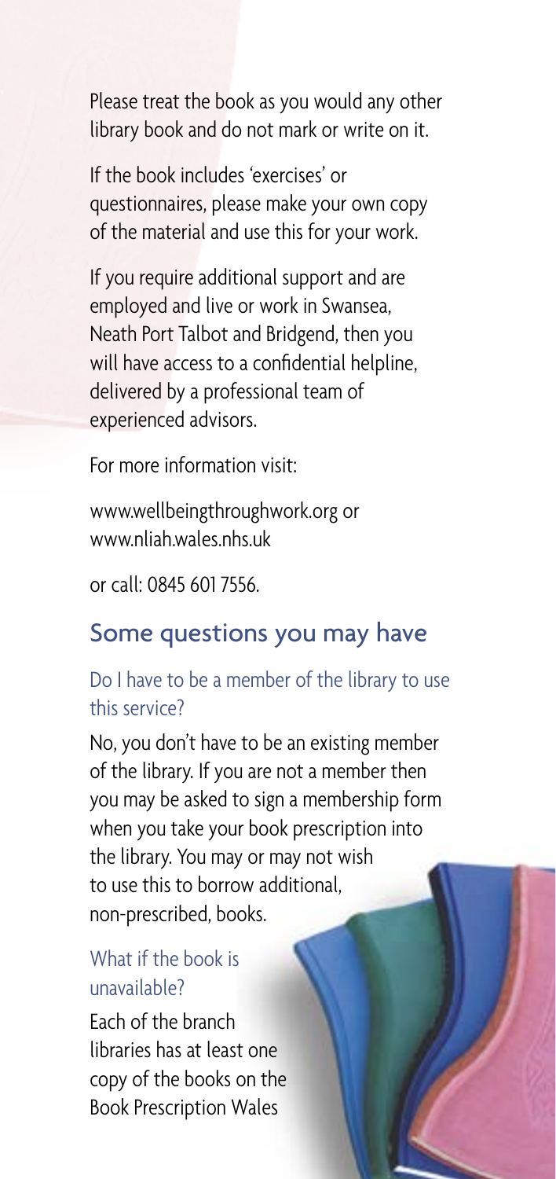Please treat the book as you would any other library book and do not mark or write on it.

If the book includes 'exercises' or questionnaires, please make your own copy of the material and use this for your work.

If you require additional support and are employed and live or work in Swansea, Neath Port Talbot and Bridgend, then you will have access to a confidential helpline, delivered by a professional team of experienced advisors.

For more information visit:

www.wellbeingthroughwork.org or www.nliah.wales.nhs.uk

or call: 0845 601 7556.

## Some questions you may have

### Do I have to be a member of the library to use this service?

No, you don't have to be an existing member of the library. If you are not a member then you may be asked to sign a membership form when you take your book prescription into the library. You may or may not wish to use this to borrow additional, non-prescribed, books.

### What if the book is unavailable?

Each of the branch libraries has at least one copy of the books on the Book Prescription Wales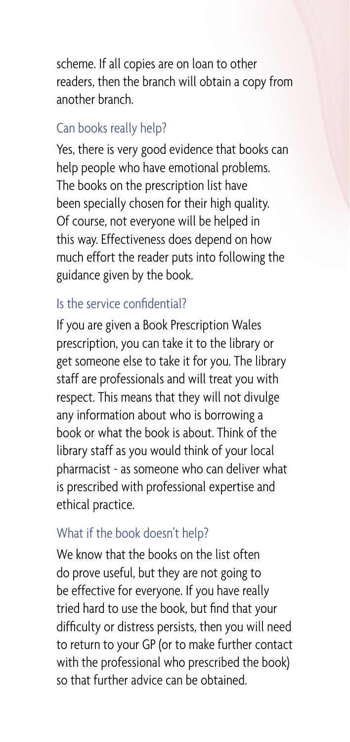scheme. If all copies are on loan to other readers, then the branch will obtain a copy from another branch.

## Can books really help?

Yes, there is very good evidence that books can help people who have emotional problems. The books on the prescription list have been specially chosen for their high quality. Of course, not everyone will be helped in this way. Effectiveness does depend on how much effort the reader puts into following the guidance given by the book.

## Is the service confidential?

If you are given a Book Prescription Wales prescription, you can take it to the library or get someone else to take it for you. The library staff are professionals and will treat you with respect. This means that they will not divulge any information about who is borrowing a book or what the book is about. Think of the library staff as you would think of your local pharmacist - as someone who can deliver what is prescribed with professional expertise and ethical practice.

## What if the book doesn't help?

We know that the books on the list often do prove useful, but they are not going to be effective for everyone. If you have really tried hard to use the book, but find that your difficulty or distress persists, then you will need to return to your GP (or to make further contact with the professional who prescribed the book) so that further advice can be obtained.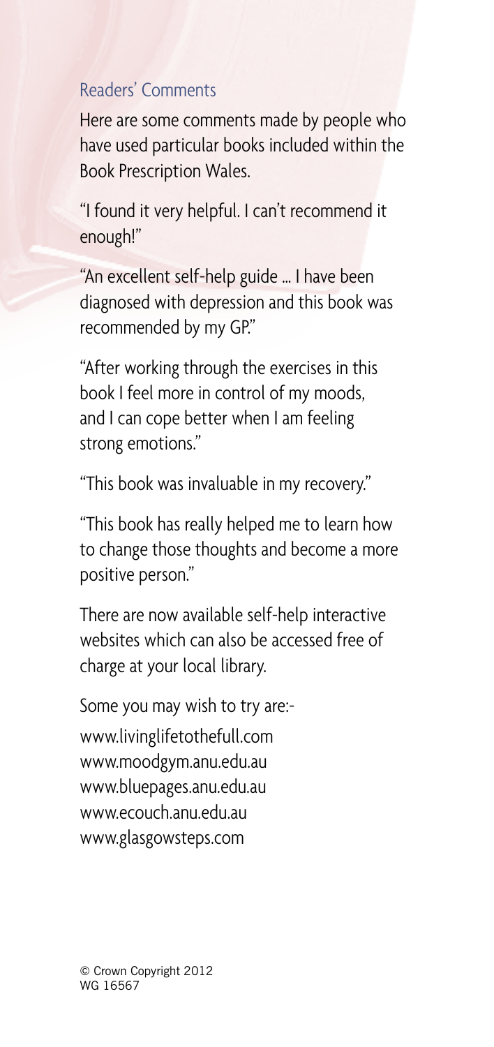## Readers' Comments

Here are some comments made by people who have used particular books included within the Book Prescription Wales.

"I found it very helpful. I can't recommend it enough!"

"An excellent self-help guide ... I have been diagnosed with depression and this book was recommended by my GP."

"After working through the exercises in this book I feel more in control of my moods, and I can cope better when I am feeling strong emotions."

"This book was invaluable in my recovery."

"This book has really helped me to learn how to change those thoughts and become a more positive person."

There are now available self-help interactive websites which can also be accessed free of charge at your local library.

Some you may wish to try are:-

www.livinglifetothefull.com
www.moodgym.anu.edu.au
www.bluepages.anu.edu.au
www.ecouch.anu.edu.au
www.glasgowsteps.com

© Crown Copyright 2012
WG 16567